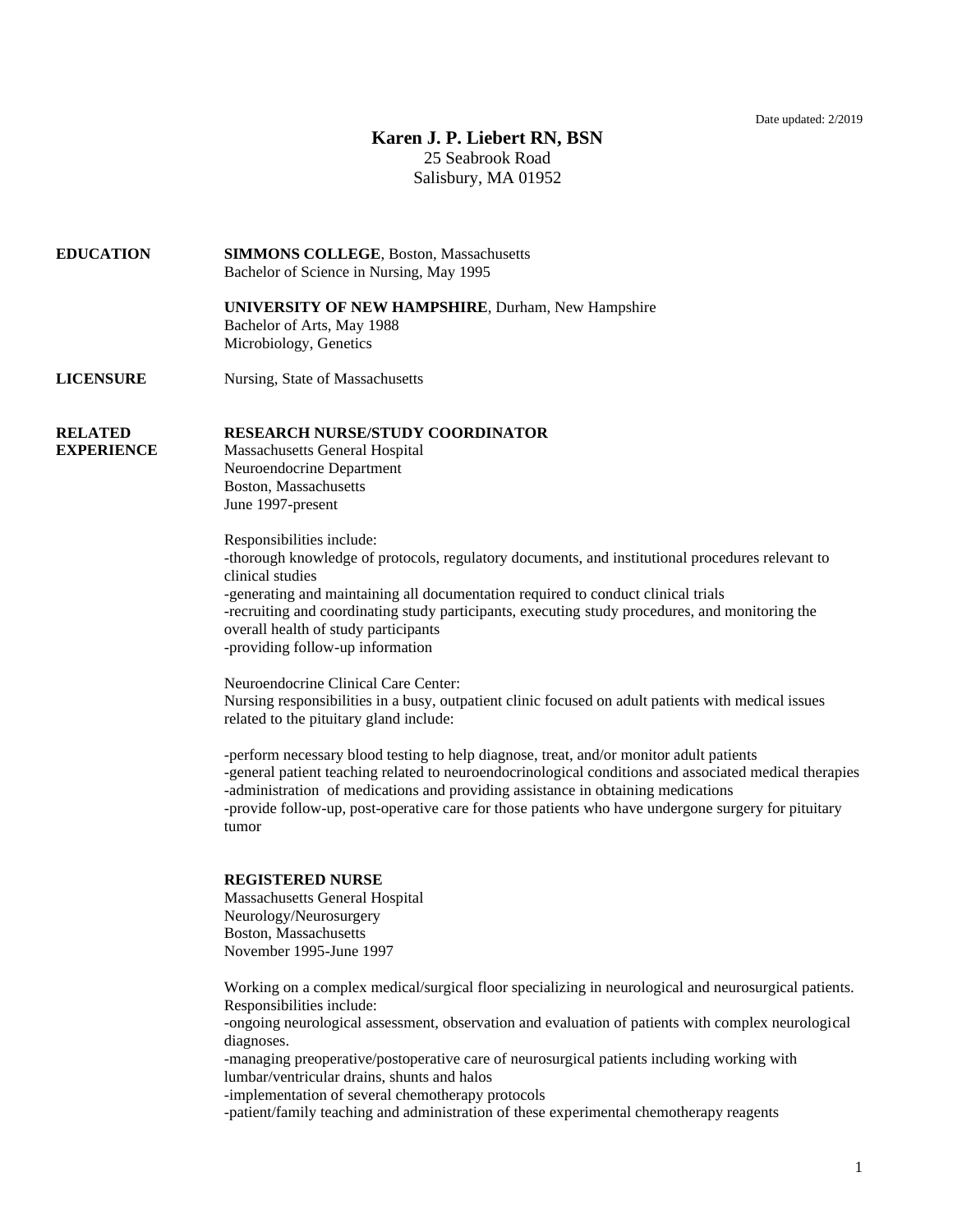Date updated: 2/2019

# Karen J. P. Liebert RN, BSN

25 Seabrook Road
Salisbury, MA 01952

## EDUCATION

**SIMMONS COLLEGE**, Boston, Massachusetts
Bachelor of Science in Nursing, May 1995

**UNIVERSITY OF NEW HAMPSHIRE**, Durham, New Hampshire
Bachelor of Arts, May 1988
Microbiology, Genetics

## LICENSURE

Nursing, State of Massachusetts

## RELATED EXPERIENCE

**RESEARCH NURSE/STUDY COORDINATOR**
Massachusetts General Hospital
Neuroendocrine Department
Boston, Massachusetts
June 1997-present

Responsibilities include:
-thorough knowledge of protocols, regulatory documents, and institutional procedures relevant to clinical studies
-generating and maintaining all documentation required to conduct clinical trials
-recruiting and coordinating study participants, executing study procedures, and monitoring the overall health of study participants
-providing follow-up information

Neuroendocrine Clinical Care Center:
Nursing responsibilities in a busy, outpatient clinic focused on adult patients with medical issues related to the pituitary gland include:

-perform necessary blood testing to help diagnose, treat, and/or monitor adult patients
-general patient teaching related to neuroendocrinological conditions and associated medical therapies
-administration of medications and providing assistance in obtaining medications
-provide follow-up, post-operative care for those patients who have undergone surgery for pituitary tumor

**REGISTERED NURSE**
Massachusetts General Hospital
Neurology/Neurosurgery
Boston, Massachusetts
November 1995-June 1997

Working on a complex medical/surgical floor specializing in neurological and neurosurgical patients. Responsibilities include:
-ongoing neurological assessment, observation and evaluation of patients with complex neurological diagnoses.
-managing preoperative/postoperative care of neurosurgical patients including working with lumbar/ventricular drains, shunts and halos
-implementation of several chemotherapy protocols
-patient/family teaching and administration of these experimental chemotherapy reagents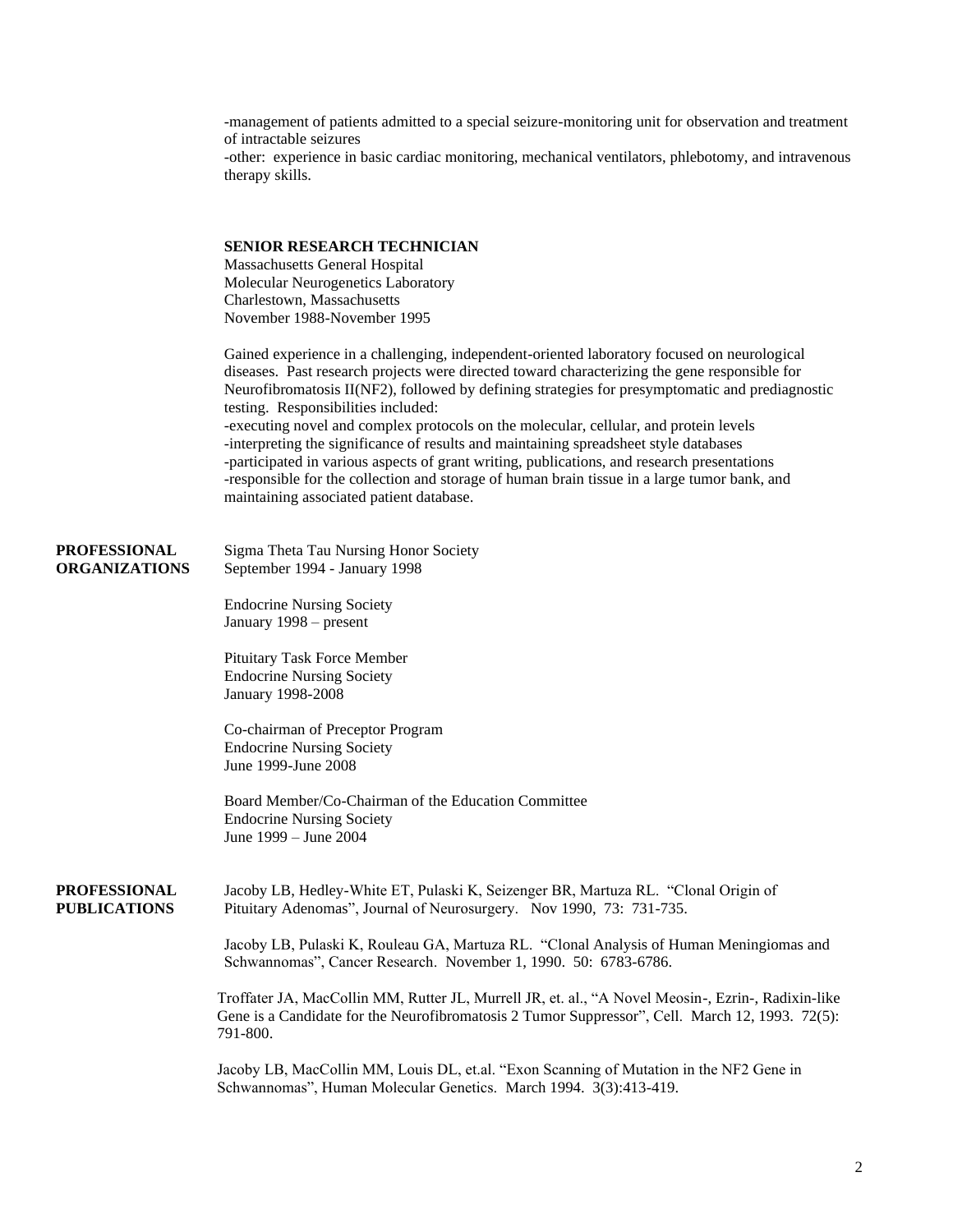-management of patients admitted to a special seizure-monitoring unit for observation and treatment of intractable seizures
-other: experience in basic cardiac monitoring, mechanical ventilators, phlebotomy, and intravenous therapy skills.

**SENIOR RESEARCH TECHNICIAN**
Massachusetts General Hospital
Molecular Neurogenetics Laboratory
Charlestown, Massachusetts
November 1988-November 1995

Gained experience in a challenging, independent-oriented laboratory focused on neurological diseases. Past research projects were directed toward characterizing the gene responsible for Neurofibromatosis II(NF2), followed by defining strategies for presymptomatic and prediagnostic testing. Responsibilities included:
-executing novel and complex protocols on the molecular, cellular, and protein levels
-interpreting the significance of results and maintaining spreadsheet style databases
-participated in various aspects of grant writing, publications, and research presentations
-responsible for the collection and storage of human brain tissue in a large tumor bank, and maintaining associated patient database.

**PROFESSIONAL ORGANIZATIONS**

Sigma Theta Tau Nursing Honor Society
September 1994 - January 1998

Endocrine Nursing Society
January 1998 – present

Pituitary Task Force Member
Endocrine Nursing Society
January 1998-2008

Co-chairman of Preceptor Program
Endocrine Nursing Society
June 1999-June 2008

Board Member/Co-Chairman of the Education Committee
Endocrine Nursing Society
June 1999 – June 2004

**PROFESSIONAL PUBLICATIONS**

Jacoby LB, Hedley-White ET, Pulaski K, Seizenger BR, Martuza RL. "Clonal Origin of Pituitary Adenomas", Journal of Neurosurgery. Nov 1990, 73: 731-735.

Jacoby LB, Pulaski K, Rouleau GA, Martuza RL. "Clonal Analysis of Human Meningiomas and Schwannomas", Cancer Research. November 1, 1990. 50: 6783-6786.

Troffater JA, MacCollin MM, Rutter JL, Murrell JR, et. al., "A Novel Meosin-, Ezrin-, Radixin-like Gene is a Candidate for the Neurofibromatosis 2 Tumor Suppressor", Cell. March 12, 1993. 72(5): 791-800.

Jacoby LB, MacCollin MM, Louis DL, et.al. "Exon Scanning of Mutation in the NF2 Gene in Schwannomas", Human Molecular Genetics. March 1994. 3(3):413-419.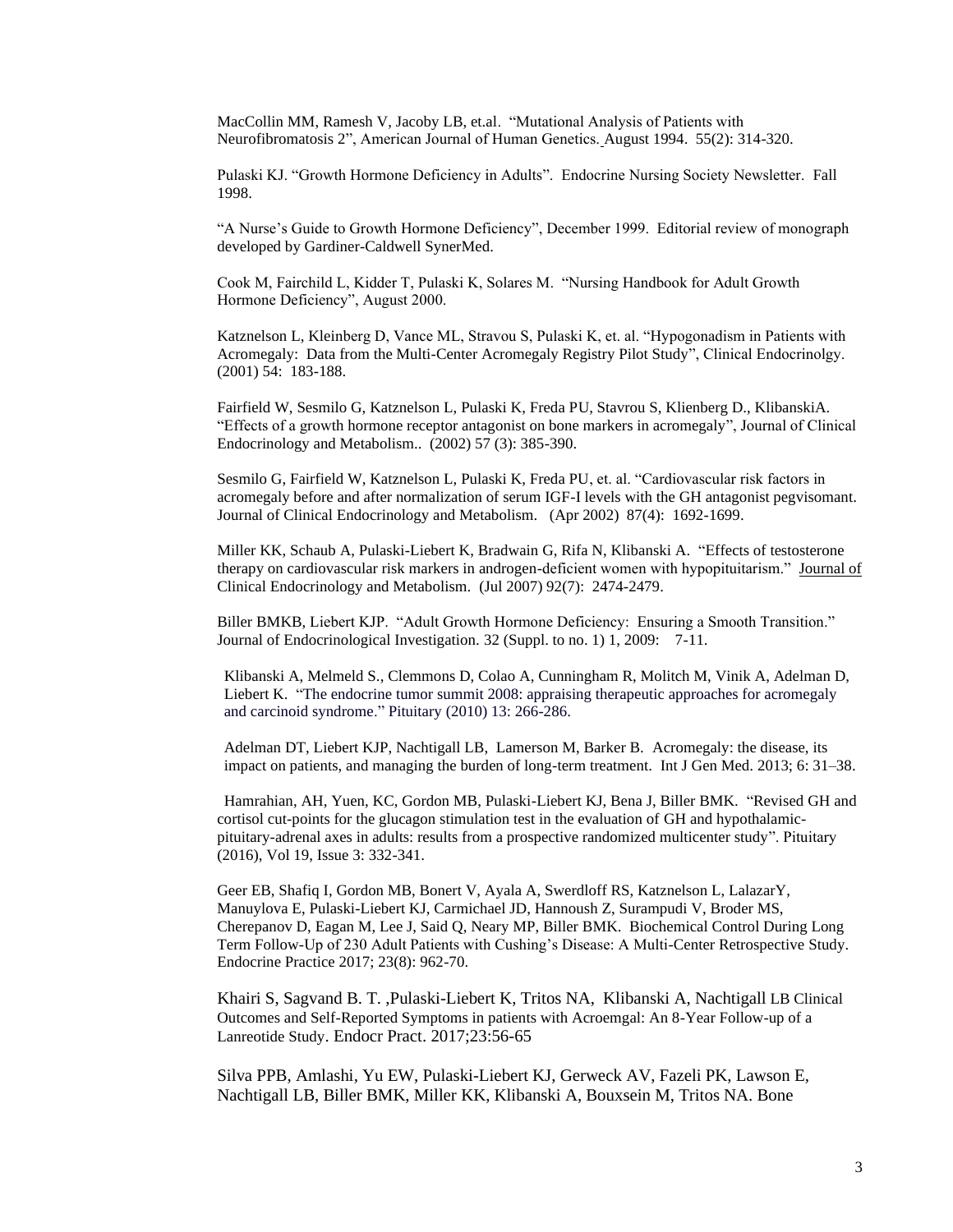MacCollin MM, Ramesh V, Jacoby LB, et.al. "Mutational Analysis of Patients with Neurofibromatosis 2", American Journal of Human Genetics. August 1994. 55(2): 314-320.

Pulaski KJ. "Growth Hormone Deficiency in Adults". Endocrine Nursing Society Newsletter. Fall 1998.

"A Nurse's Guide to Growth Hormone Deficiency", December 1999. Editorial review of monograph developed by Gardiner-Caldwell SynerMed.

Cook M, Fairchild L, Kidder T, Pulaski K, Solares M. "Nursing Handbook for Adult Growth Hormone Deficiency", August 2000.

Katznelson L, Kleinberg D, Vance ML, Stravou S, Pulaski K, et. al. "Hypogonadism in Patients with Acromegaly: Data from the Multi-Center Acromegaly Registry Pilot Study", Clinical Endocrinolgy. (2001) 54: 183-188.

Fairfield W, Sesmilo G, Katznelson L, Pulaski K, Freda PU, Stavrou S, Klienberg D., KlibanskiA. "Effects of a growth hormone receptor antagonist on bone markers in acromegaly", Journal of Clinical Endocrinology and Metabolism.. (2002) 57 (3): 385-390.

Sesmilo G, Fairfield W, Katznelson L, Pulaski K, Freda PU, et. al. "Cardiovascular risk factors in acromegaly before and after normalization of serum IGF-I levels with the GH antagonist pegvisomant. Journal of Clinical Endocrinology and Metabolism. (Apr 2002) 87(4): 1692-1699.

Miller KK, Schaub A, Pulaski-Liebert K, Bradwain G, Rifa N, Klibanski A. "Effects of testosterone therapy on cardiovascular risk markers in androgen-deficient women with hypopituitarism." Journal of Clinical Endocrinology and Metabolism. (Jul 2007) 92(7): 2474-2479.

Biller BMKB, Liebert KJP. "Adult Growth Hormone Deficiency: Ensuring a Smooth Transition." Journal of Endocrinological Investigation. 32 (Suppl. to no. 1) 1, 2009: 7-11.

Klibanski A, Melmeld S., Clemmons D, Colao A, Cunningham R, Molitch M, Vinik A, Adelman D, Liebert K. "The endocrine tumor summit 2008: appraising therapeutic approaches for acromegaly and carcinoid syndrome." Pituitary (2010) 13: 266-286.

Adelman DT, Liebert KJP, Nachtigall LB, Lamerson M, Barker B. Acromegaly: the disease, its impact on patients, and managing the burden of long-term treatment. Int J Gen Med. 2013; 6: 31–38.

Hamrahian, AH, Yuen, KC, Gordon MB, Pulaski-Liebert KJ, Bena J, Biller BMK. "Revised GH and cortisol cut-points for the glucagon stimulation test in the evaluation of GH and hypothalamic-pituitary-adrenal axes in adults: results from a prospective randomized multicenter study". Pituitary (2016), Vol 19, Issue 3: 332-341.

Geer EB, Shafiq I, Gordon MB, Bonert V, Ayala A, Swerdloff RS, Katznelson L, LalazarY, Manuylova E, Pulaski-Liebert KJ, Carmichael JD, Hannoush Z, Surampudi V, Broder MS, Cherepanov D, Eagan M, Lee J, Said Q, Neary MP, Biller BMK. Biochemical Control During Long Term Follow-Up of 230 Adult Patients with Cushing's Disease: A Multi-Center Retrospective Study. Endocrine Practice 2017; 23(8): 962-70.

Khairi S, Sagvand B. T. ,Pulaski-Liebert K, Tritos NA, Klibanski A, Nachtigall LB Clinical Outcomes and Self-Reported Symptoms in patients with Acroemgal: An 8-Year Follow-up of a Lanreotide Study. Endocr Pract. 2017;23:56-65

Silva PPB, Amlashi, Yu EW, Pulaski-Liebert KJ, Gerweck AV, Fazeli PK, Lawson E, Nachtigall LB, Biller BMK, Miller KK, Klibanski A, Bouxsein M, Tritos NA. Bone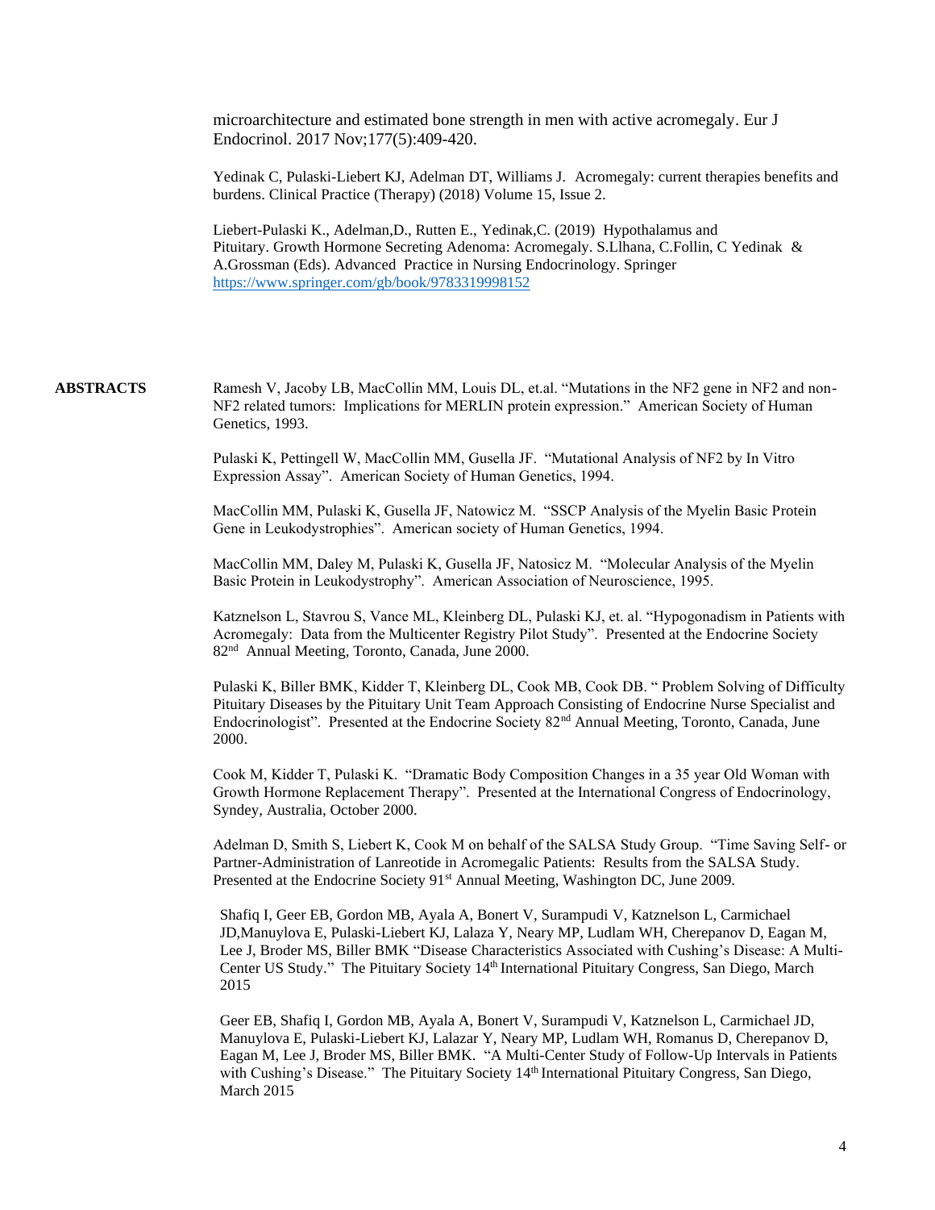microarchitecture and estimated bone strength in men with active acromegaly. Eur J Endocrinol. 2017 Nov;177(5):409-420.

Yedinak C, Pulaski-Liebert KJ, Adelman DT, Williams J. Acromegaly: current therapies benefits and burdens. Clinical Practice (Therapy) (2018) Volume 15, Issue 2.

Liebert-Pulaski K., Adelman,D., Rutten E., Yedinak,C. (2019) Hypothalamus and Pituitary. Growth Hormone Secreting Adenoma: Acromegaly. S.Llhana, C.Follin, C Yedinak & A.Grossman (Eds). Advanced Practice in Nursing Endocrinology. Springer https://www.springer.com/gb/book/9783319998152

**ABSTRACTS**

Ramesh V, Jacoby LB, MacCollin MM, Louis DL, et.al. "Mutations in the NF2 gene in NF2 and non-NF2 related tumors: Implications for MERLIN protein expression." American Society of Human Genetics, 1993.

Pulaski K, Pettingell W, MacCollin MM, Gusella JF. "Mutational Analysis of NF2 by In Vitro Expression Assay". American Society of Human Genetics, 1994.

MacCollin MM, Pulaski K, Gusella JF, Natowicz M. "SSCP Analysis of the Myelin Basic Protein Gene in Leukodystrophies". American society of Human Genetics, 1994.

MacCollin MM, Daley M, Pulaski K, Gusella JF, Natosicz M. "Molecular Analysis of the Myelin Basic Protein in Leukodystrophy". American Association of Neuroscience, 1995.

Katznelson L, Stavrou S, Vance ML, Kleinberg DL, Pulaski KJ, et. al. "Hypogonadism in Patients with Acromegaly: Data from the Multicenter Registry Pilot Study". Presented at the Endocrine Society 82nd Annual Meeting, Toronto, Canada, June 2000.

Pulaski K, Biller BMK, Kidder T, Kleinberg DL, Cook MB, Cook DB. " Problem Solving of Difficulty Pituitary Diseases by the Pituitary Unit Team Approach Consisting of Endocrine Nurse Specialist and Endocrinologist". Presented at the Endocrine Society 82nd Annual Meeting, Toronto, Canada, June 2000.

Cook M, Kidder T, Pulaski K. "Dramatic Body Composition Changes in a 35 year Old Woman with Growth Hormone Replacement Therapy". Presented at the International Congress of Endocrinology, Syndey, Australia, October 2000.

Adelman D, Smith S, Liebert K, Cook M on behalf of the SALSA Study Group. "Time Saving Self- or Partner-Administration of Lanreotide in Acromegalic Patients: Results from the SALSA Study. Presented at the Endocrine Society 91st Annual Meeting, Washington DC, June 2009.

Shafiq I, Geer EB, Gordon MB, Ayala A, Bonert V, Surampudi V, Katznelson L, Carmichael JD,Manuylova E, Pulaski-Liebert KJ, Lalaza Y, Neary MP, Ludlam WH, Cherepanov D, Eagan M, Lee J, Broder MS, Biller BMK "Disease Characteristics Associated with Cushing's Disease: A Multi-Center US Study." The Pituitary Society 14th International Pituitary Congress, San Diego, March 2015

Geer EB, Shafiq I, Gordon MB, Ayala A, Bonert V, Surampudi V, Katznelson L, Carmichael JD, Manuylova E, Pulaski-Liebert KJ, Lalazar Y, Neary MP, Ludlam WH, Romanus D, Cherepanov D, Eagan M, Lee J, Broder MS, Biller BMK. "A Multi-Center Study of Follow-Up Intervals in Patients with Cushing's Disease." The Pituitary Society 14th International Pituitary Congress, San Diego, March 2015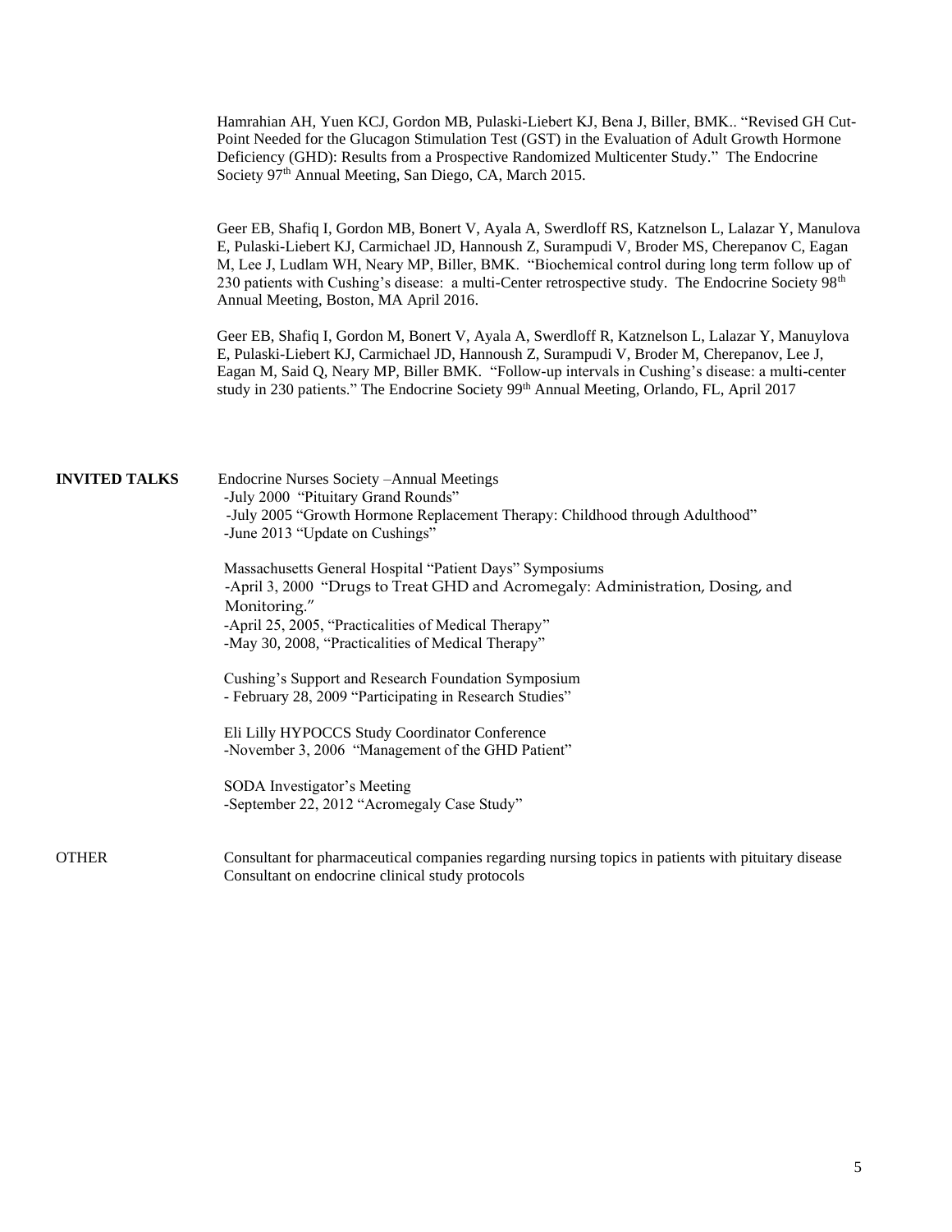Hamrahian AH, Yuen KCJ, Gordon MB, Pulaski-Liebert KJ, Bena J, Biller, BMK.. "Revised GH Cut-Point Needed for the Glucagon Stimulation Test (GST) in the Evaluation of Adult Growth Hormone Deficiency (GHD): Results from a Prospective Randomized Multicenter Study." The Endocrine Society 97th Annual Meeting, San Diego, CA, March 2015.

Geer EB, Shafiq I, Gordon MB, Bonert V, Ayala A, Swerdloff RS, Katznelson L, Lalazar Y, Manulova E, Pulaski-Liebert KJ, Carmichael JD, Hannoush Z, Surampudi V, Broder MS, Cherepanov C, Eagan M, Lee J, Ludlam WH, Neary MP, Biller, BMK. "Biochemical control during long term follow up of 230 patients with Cushing's disease: a multi-Center retrospective study. The Endocrine Society 98th Annual Meeting, Boston, MA April 2016.

Geer EB, Shafiq I, Gordon M, Bonert V, Ayala A, Swerdloff R, Katznelson L, Lalazar Y, Manuylova E, Pulaski-Liebert KJ, Carmichael JD, Hannoush Z, Surampudi V, Broder M, Cherepanov, Lee J, Eagan M, Said Q, Neary MP, Biller BMK. "Follow-up intervals in Cushing's disease: a multi-center study in 230 patients." The Endocrine Society 99th Annual Meeting, Orlando, FL, April 2017

**INVITED TALKS**

Endocrine Nurses Society –Annual Meetings
- July 2000 "Pituitary Grand Rounds"
- July 2005 "Growth Hormone Replacement Therapy: Childhood through Adulthood"
- June 2013 "Update on Cushings"

Massachusetts General Hospital "Patient Days" Symposiums
- April 3, 2000 "Drugs to Treat GHD and Acromegaly: Administration, Dosing, and Monitoring."
- April 25, 2005, "Practicalities of Medical Therapy"
- May 30, 2008, "Practicalities of Medical Therapy"

Cushing's Support and Research Foundation Symposium
- February 28, 2009 "Participating in Research Studies"

Eli Lilly HYPOCCS Study Coordinator Conference
- November 3, 2006 "Management of the GHD Patient"

SODA Investigator's Meeting
- September 22, 2012 "Acromegaly Case Study"

OTHER

Consultant for pharmaceutical companies regarding nursing topics in patients with pituitary disease
Consultant on endocrine clinical study protocols